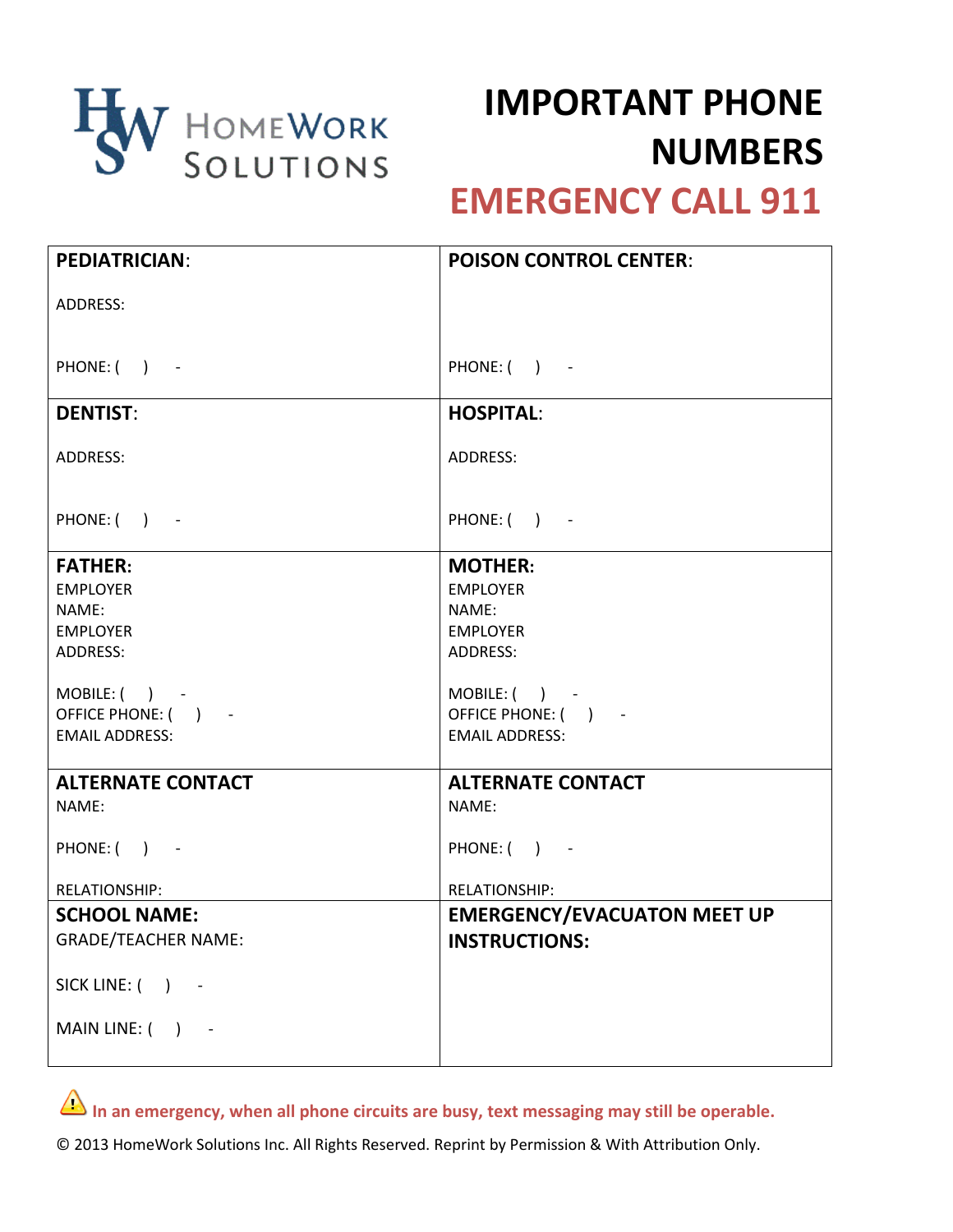HomeWork Solutions

# IMPORTANT PHONE NUMBERS

## EMERGENCY CALL 911

| **PEDIATRICIAN**:<br><br>ADDRESS:<br><br>PHONE: (   )   - | **POISON CONTROL CENTER**:<br><br>PHONE: (   )   - |
|---|---|
| **DENTIST**:<br><br>ADDRESS:<br><br>PHONE: (   )   - | **HOSPITAL**:<br><br>ADDRESS:<br><br>PHONE: (   )   - |
| **FATHER:**<br>EMPLOYER NAME:<br>EMPLOYER ADDRESS:<br><br>MOBILE: (   )   -<br>OFFICE PHONE: (   )   -<br>EMAIL ADDRESS: | **MOTHER:**<br>EMPLOYER NAME:<br>EMPLOYER ADDRESS:<br><br>MOBILE: (   )   -<br>OFFICE PHONE: (   )   -<br>EMAIL ADDRESS: |
| **ALTERNATE CONTACT**<br>NAME:<br><br>PHONE: (   )   -<br><br>RELATIONSHIP: | **ALTERNATE CONTACT**<br>NAME:<br><br>PHONE: (   )   -<br><br>RELATIONSHIP: |
| **SCHOOL NAME:**<br>GRADE/TEACHER NAME:<br><br>SICK LINE: (   )   -<br><br>MAIN LINE: (   )   - | **EMERGENCY/EVACUATON MEET UP INSTRUCTIONS:** |

⚠ **In an emergency, when all phone circuits are busy, text messaging may still be operable.**

© 2013 HomeWork Solutions Inc. All Rights Reserved. Reprint by Permission & With Attribution Only.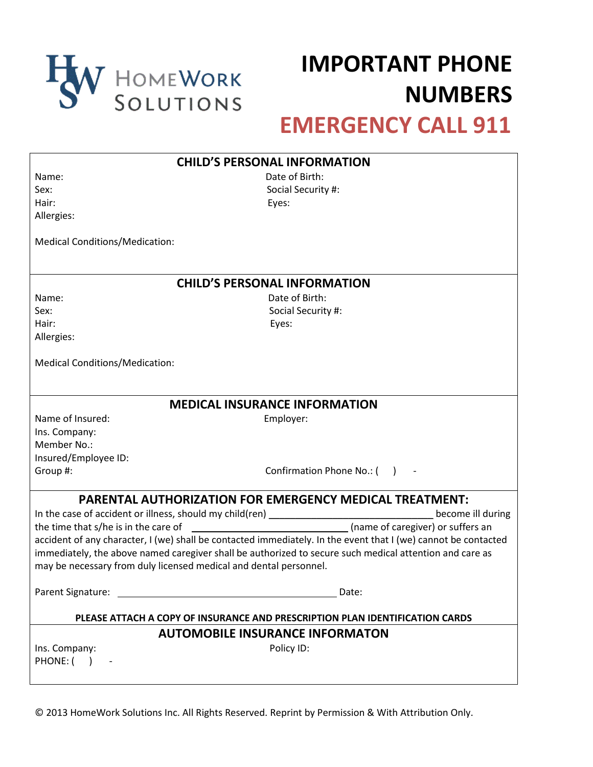HomeWork Solutions

# IMPORTANT PHONE NUMBERS

# EMERGENCY CALL 911

## CHILD'S PERSONAL INFORMATION

Name: Date of Birth:
Sex: Social Security #:
Hair: Eyes:
Allergies:

Medical Conditions/Medication:

## CHILD'S PERSONAL INFORMATION

Name: Date of Birth:
Sex: Social Security #:
Hair: Eyes:
Allergies:

Medical Conditions/Medication:

## MEDICAL INSURANCE INFORMATION

Name of Insured: Employer:
Ins. Company:
Member No.:
Insured/Employee ID:
Group #: Confirmation Phone No.: (   )   -

## PARENTAL AUTHORIZATION FOR EMERGENCY MEDICAL TREATMENT:

In the case of accident or illness, should my child(ren) ______________________________ become ill during the time that s/he is in the care of ____________________________ (name of caregiver) or suffers an accident of any character, I (we) shall be contacted immediately. In the event that I (we) cannot be contacted immediately, the above named caregiver shall be authorized to secure such medical attention and care as may be necessary from duly licensed medical and dental personnel.

Parent Signature: ________________________________________ Date:

**PLEASE ATTACH A COPY OF INSURANCE AND PRESCRIPTION PLAN IDENTIFICATION CARDS**

## AUTOMOBILE INSURANCE INFORMATON

Ins. Company: Policy ID:
PHONE: (   )   -

© 2013 HomeWork Solutions Inc. All Rights Reserved. Reprint by Permission & With Attribution Only.